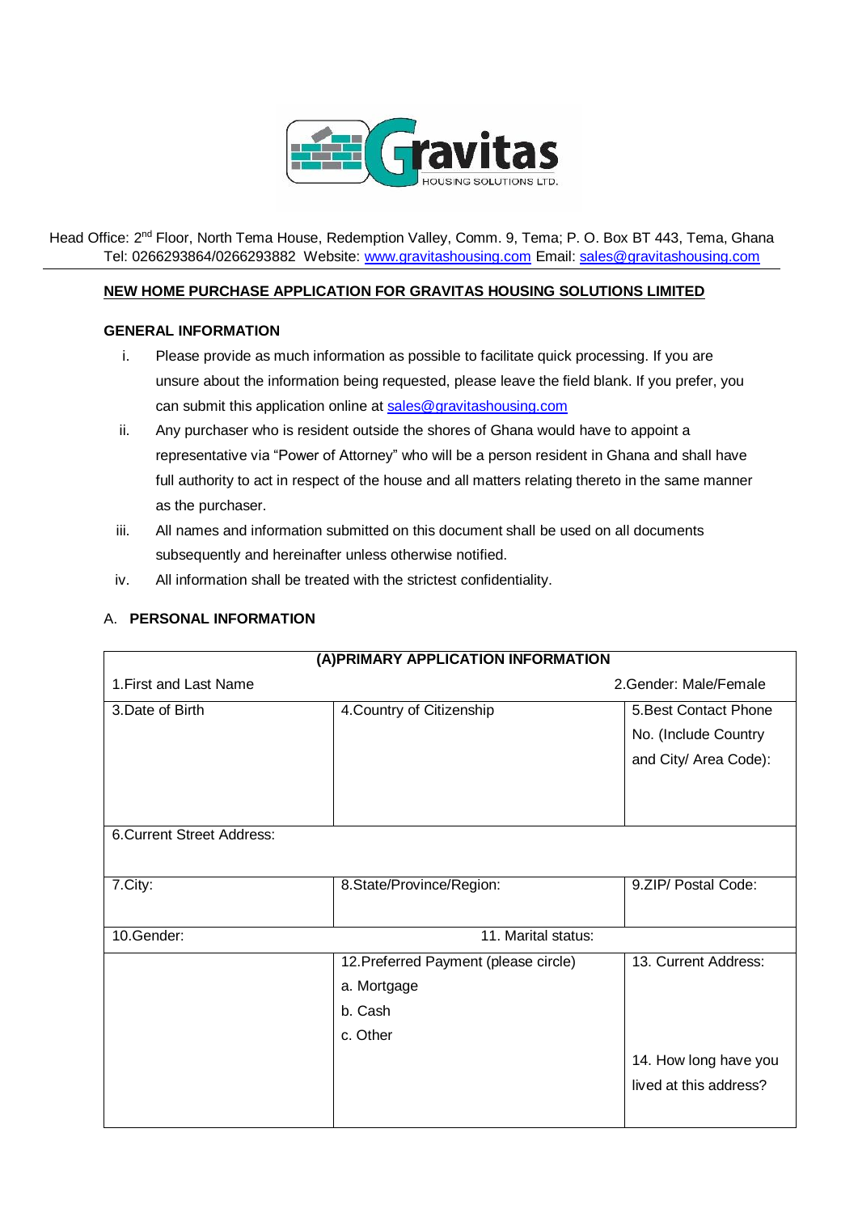Gravitas HOUSING SOLUTIONS LTD.

Head Office: 2nd Floor, North Tema House, Redemption Valley, Comm. 9, Tema; P. O. Box BT 443, Tema, Ghana
Tel: 0266293864/0266293882 Website: www.gravitashousing.com Email: sales@gravitashousing.com

**NEW HOME PURCHASE APPLICATION FOR GRAVITAS HOUSING SOLUTIONS LIMITED**

**GENERAL INFORMATION**

i. Please provide as much information as possible to facilitate quick processing. If you are unsure about the information being requested, please leave the field blank. If you prefer, you can submit this application online at sales@gravitashousing.com

ii. Any purchaser who is resident outside the shores of Ghana would have to appoint a representative via "Power of Attorney" who will be a person resident in Ghana and shall have full authority to act in respect of the house and all matters relating thereto in the same manner as the purchaser.

iii. All names and information submitted on this document shall be used on all documents subsequently and hereinafter unless otherwise notified.

iv. All information shall be treated with the strictest confidentiality.

A. **PERSONAL INFORMATION**

| **(A)PRIMARY APPLICATION INFORMATION** | | |
|---|---|---|
| 1.First and Last Name | | 2.Gender: Male/Female |
| 3.Date of Birth | 4.Country of Citizenship | 5.Best Contact Phone No. (Include Country and City/ Area Code): |
| 6.Current Street Address: | | |
| 7.City: | 8.State/Province/Region: | 9.ZIP/ Postal Code: |
| 10.Gender: | 11. Marital status: | |
| | 12.Preferred Payment (please circle)<br>a. Mortgage<br>b. Cash<br>c. Other | 13. Current Address:<br><br>14. How long have you lived at this address? |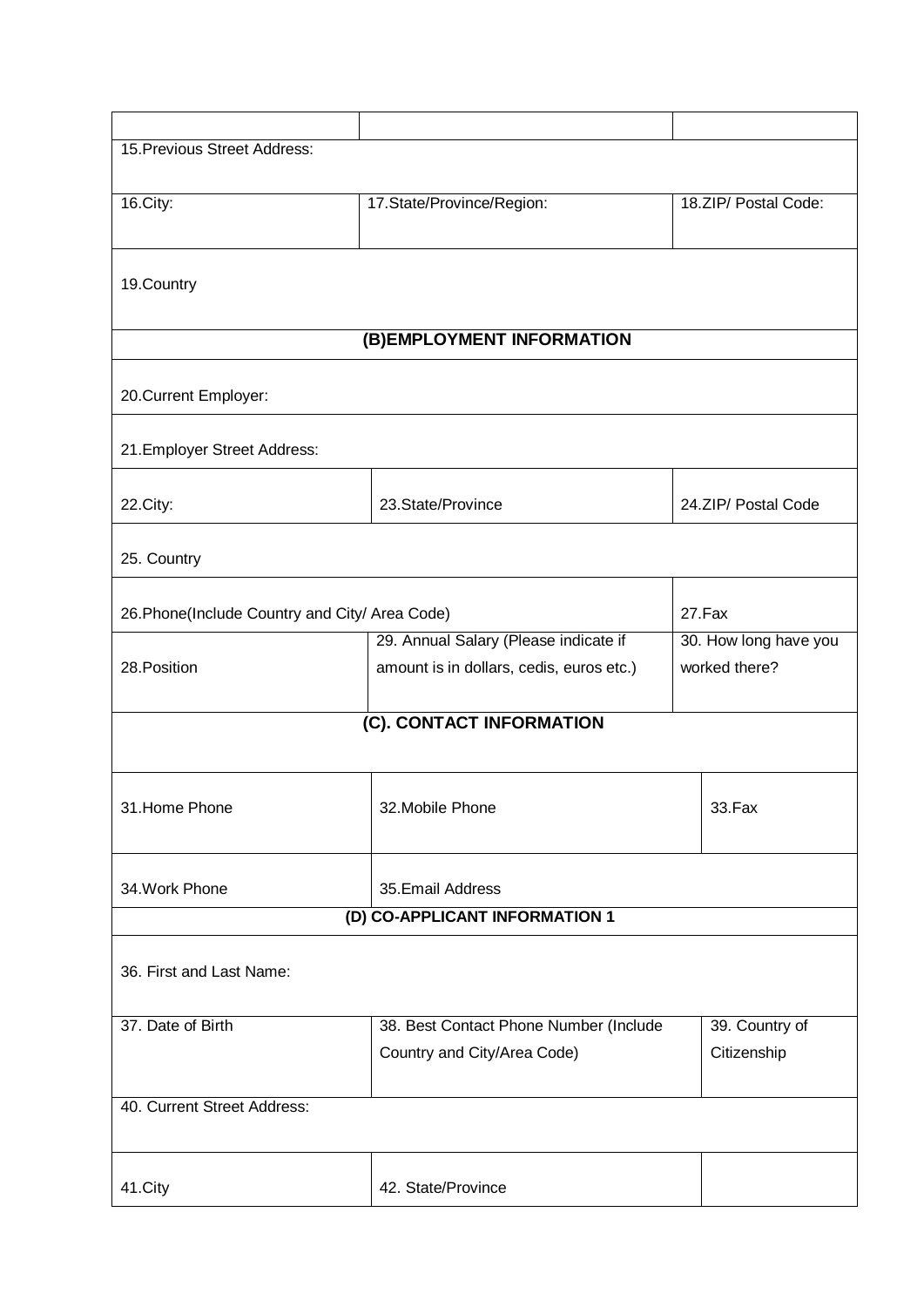| | | |
|---|---|---|
| 15.Previous Street Address: | | |
| 16.City: | 17.State/Province/Region: | 18.ZIP/ Postal Code: |
| 19.Country | | |
| **(B)EMPLOYMENT INFORMATION** | | |
| 20.Current Employer: | | |
| 21.Employer Street Address: | | |
| 22.City: | 23.State/Province | 24.ZIP/ Postal Code |
| 25. Country | | |
| 26.Phone(Include Country and City/ Area Code) | | 27.Fax |
| 28.Position | 29. Annual Salary (Please indicate if amount is in dollars, cedis, euros etc.) | 30. How long have you worked there? |
| **(C). CONTACT INFORMATION** | | |
| 31.Home Phone | 32.Mobile Phone | 33.Fax |
| 34.Work Phone | 35.Email Address | |
| **(D) CO-APPLICANT INFORMATION 1** | | |
| 36. First and Last Name: | | |
| 37. Date of Birth | 38. Best Contact Phone Number (Include Country and City/Area Code) | 39. Country of Citizenship |
| 40. Current Street Address: | | |
| 41.City | 42. State/Province | |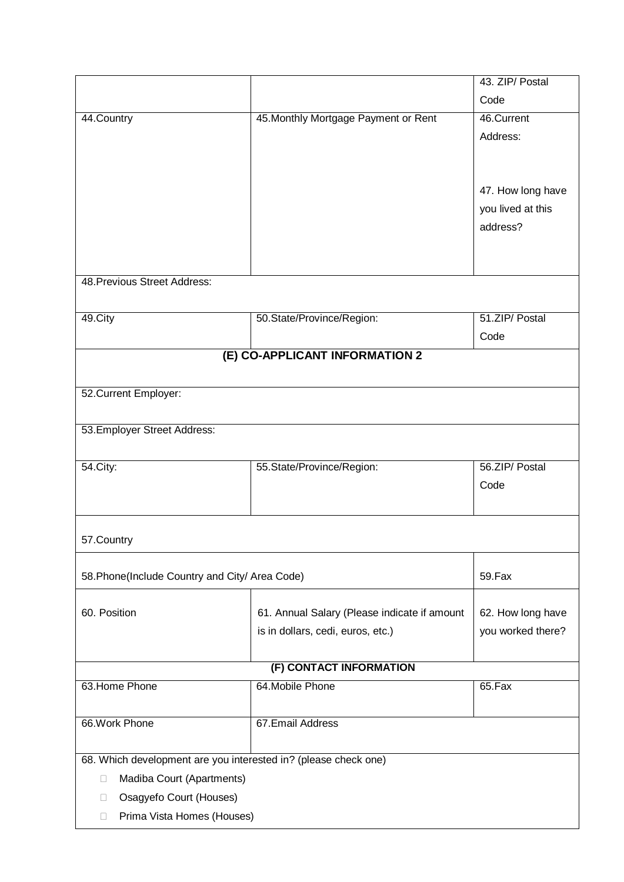| | | 43. ZIP/ Postal Code |
|---|---|---|
| 44.Country | 45.Monthly Mortgage Payment or Rent | 46.Current Address:<br><br>47. How long have you lived at this address? |
| 48.Previous Street Address: | | |
| 49.City | 50.State/Province/Region: | 51.ZIP/ Postal Code |

**(E) CO-APPLICANT INFORMATION 2**

| | | |
|---|---|---|
| 52.Current Employer: | | |
| 53.Employer Street Address: | | |
| 54.City: | 55.State/Province/Region: | 56.ZIP/ Postal Code |
| 57.Country | | |
| 58.Phone(Include Country and City/ Area Code) | | 59.Fax |
| 60. Position | 61. Annual Salary (Please indicate if amount is in dollars, cedi, euros, etc.) | 62. How long have you worked there? |

**(F) CONTACT INFORMATION**

| | | |
|---|---|---|
| 63.Home Phone | 64.Mobile Phone | 65.Fax |
| 66.Work Phone | 67.Email Address | |

68. Which development are you interested in? (please check one)

- ☐ Madiba Court (Apartments)
- ☐ Osagyefo Court (Houses)
- ☐ Prima Vista Homes (Houses)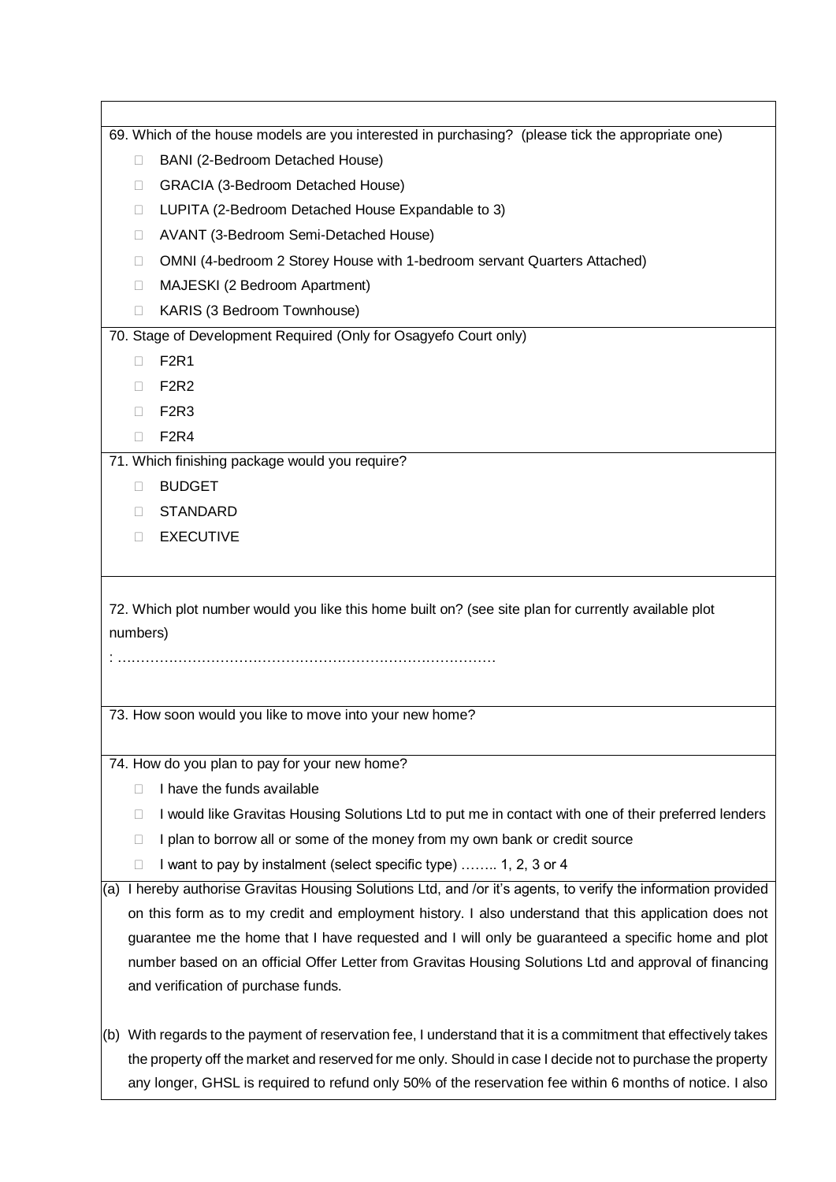69. Which of the house models are you interested in purchasing? (please tick the appropriate one)

- ☐ BANI (2-Bedroom Detached House)
- ☐ GRACIA (3-Bedroom Detached House)
- ☐ LUPITA (2-Bedroom Detached House Expandable to 3)
- ☐ AVANT (3-Bedroom Semi-Detached House)
- ☐ OMNI (4-bedroom 2 Storey House with 1-bedroom servant Quarters Attached)
- ☐ MAJESKI (2 Bedroom Apartment)
- ☐ KARIS (3 Bedroom Townhouse)

70. Stage of Development Required (Only for Osagyefo Court only)

- ☐ F2R1
- ☐ F2R2
- ☐ F2R3
- ☐ F2R4

71. Which finishing package would you require?

- ☐ BUDGET
- ☐ STANDARD
- ☐ EXECUTIVE

72. Which plot number would you like this home built on? (see site plan for currently available plot numbers)

: ………………………………………………………………………

73. How soon would you like to move into your new home?

74. How do you plan to pay for your new home?

- ☐ I have the funds available
- ☐ I would like Gravitas Housing Solutions Ltd to put me in contact with one of their preferred lenders
- ☐ I plan to borrow all or some of the money from my own bank or credit source
- ☐ I want to pay by instalment (select specific type) …….. 1, 2, 3 or 4

(a) I hereby authorise Gravitas Housing Solutions Ltd, and /or it's agents, to verify the information provided on this form as to my credit and employment history. I also understand that this application does not guarantee me the home that I have requested and I will only be guaranteed a specific home and plot number based on an official Offer Letter from Gravitas Housing Solutions Ltd and approval of financing and verification of purchase funds.

(b) With regards to the payment of reservation fee, I understand that it is a commitment that effectively takes the property off the market and reserved for me only. Should in case I decide not to purchase the property any longer, GHSL is required to refund only 50% of the reservation fee within 6 months of notice. I also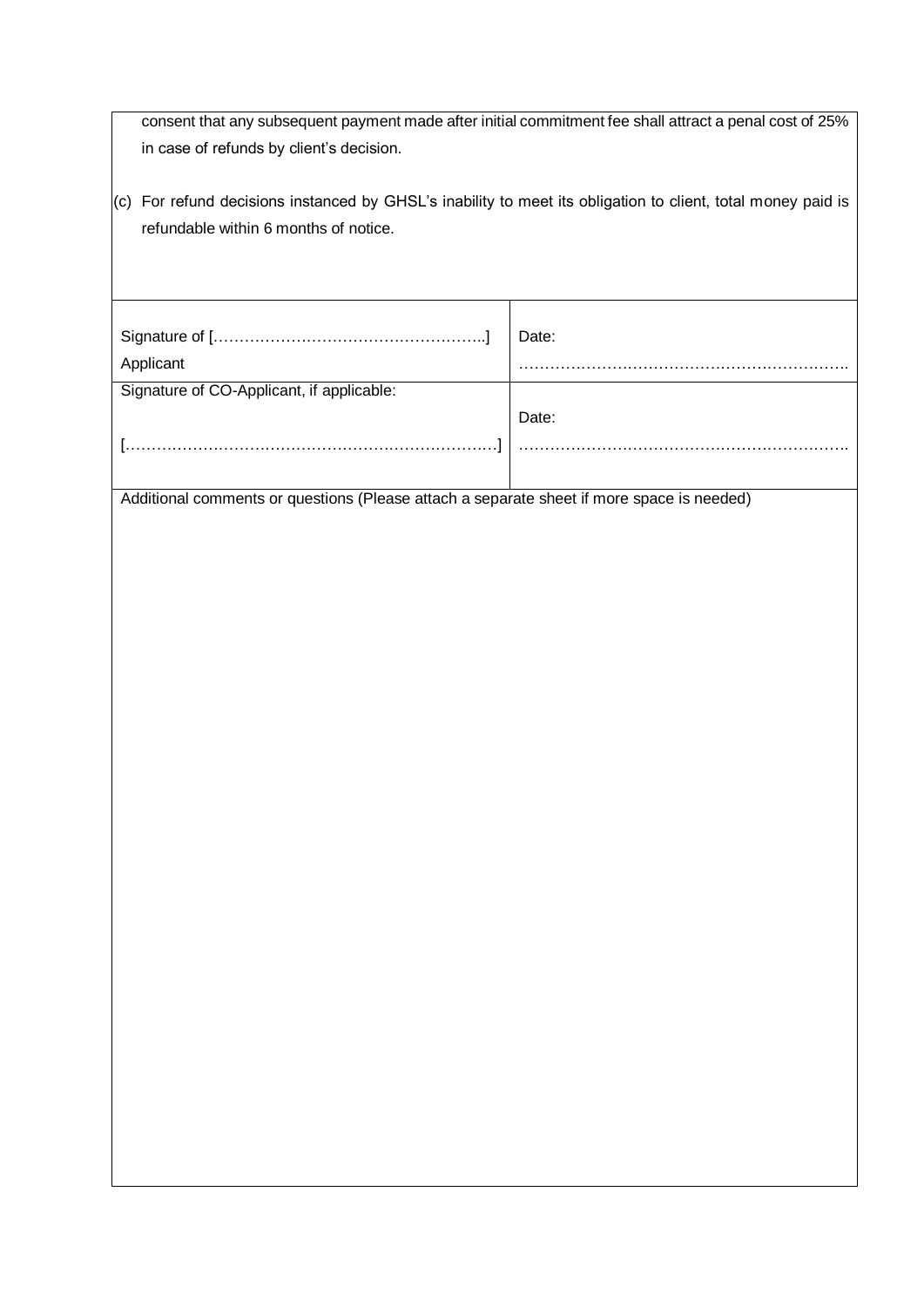consent that any subsequent payment made after initial commitment fee shall attract a penal cost of 25% in case of refunds by client's decision.

(c) For refund decisions instanced by GHSL's inability to meet its obligation to client, total money paid is refundable within 6 months of notice.

| | |
|---|---|
| Signature of [……………………………………………..] Applicant | Date: ………………………………………………………. |
| Signature of CO-Applicant, if applicable: […………………………………………………………….] | Date: ………………………………………………………. |

Additional comments or questions (Please attach a separate sheet if more space is needed)